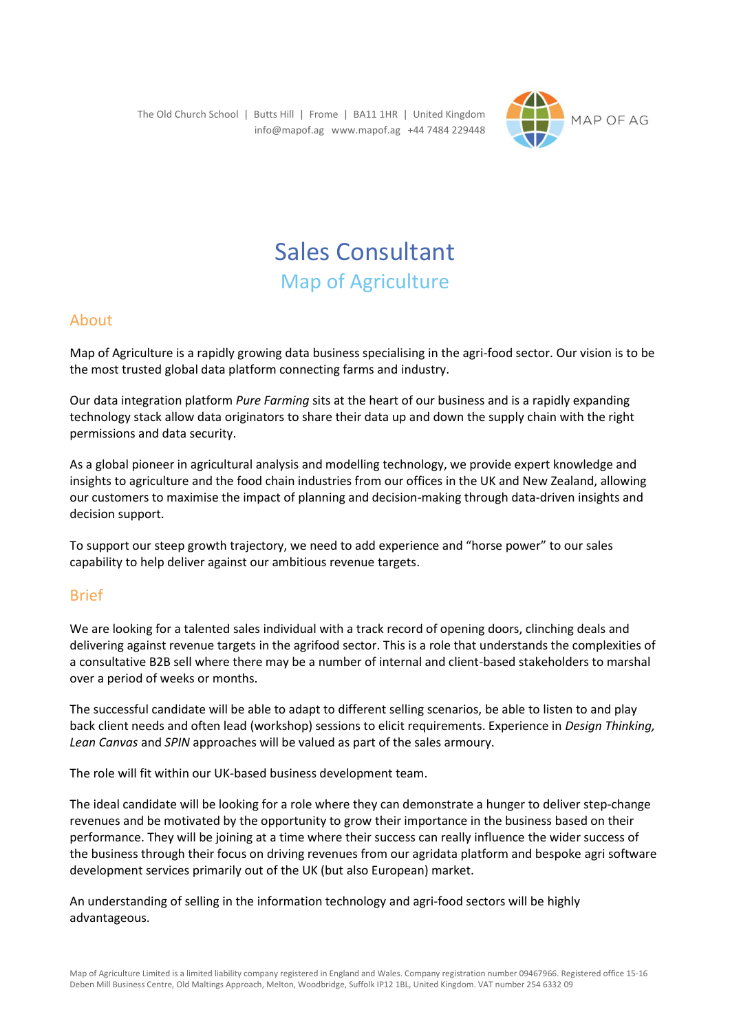The Old Church School | Butts Hill | Frome | BA11 1HR | United Kingdom
info@mapof.ag www.mapof.ag +44 7484 229448

MAP OF AG

# Sales Consultant

## Map of Agriculture

## About

Map of Agriculture is a rapidly growing data business specialising in the agri-food sector. Our vision is to be the most trusted global data platform connecting farms and industry.

Our data integration platform *Pure Farming* sits at the heart of our business and is a rapidly expanding technology stack allow data originators to share their data up and down the supply chain with the right permissions and data security.

As a global pioneer in agricultural analysis and modelling technology, we provide expert knowledge and insights to agriculture and the food chain industries from our offices in the UK and New Zealand, allowing our customers to maximise the impact of planning and decision-making through data-driven insights and decision support.

To support our steep growth trajectory, we need to add experience and "horse power" to our sales capability to help deliver against our ambitious revenue targets.

## Brief

We are looking for a talented sales individual with a track record of opening doors, clinching deals and delivering against revenue targets in the agrifood sector. This is a role that understands the complexities of a consultative B2B sell where there may be a number of internal and client-based stakeholders to marshal over a period of weeks or months.

The successful candidate will be able to adapt to different selling scenarios, be able to listen to and play back client needs and often lead (workshop) sessions to elicit requirements. Experience in *Design Thinking, Lean Canvas* and *SPIN* approaches will be valued as part of the sales armoury.

The role will fit within our UK-based business development team.

The ideal candidate will be looking for a role where they can demonstrate a hunger to deliver step-change revenues and be motivated by the opportunity to grow their importance in the business based on their performance. They will be joining at a time where their success can really influence the wider success of the business through their focus on driving revenues from our agridata platform and bespoke agri software development services primarily out of the UK (but also European) market.

An understanding of selling in the information technology and agri-food sectors will be highly advantageous.

Map of Agriculture Limited is a limited liability company registered in England and Wales. Company registration number 09467966. Registered office 15-16 Deben Mill Business Centre, Old Maltings Approach, Melton, Woodbridge, Suffolk IP12 1BL, United Kingdom. VAT number 254 6332 09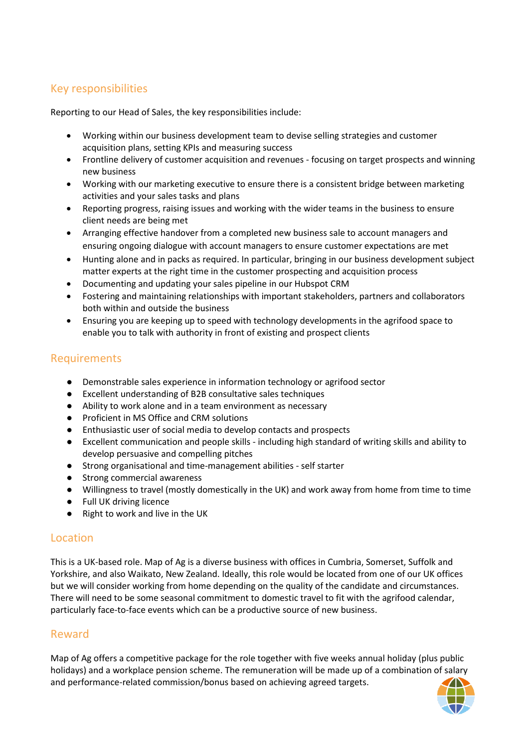## Key responsibilities

Reporting to our Head of Sales, the key responsibilities include:

- Working within our business development team to devise selling strategies and customer acquisition plans, setting KPIs and measuring success
- Frontline delivery of customer acquisition and revenues - focusing on target prospects and winning new business
- Working with our marketing executive to ensure there is a consistent bridge between marketing activities and your sales tasks and plans
- Reporting progress, raising issues and working with the wider teams in the business to ensure client needs are being met
- Arranging effective handover from a completed new business sale to account managers and ensuring ongoing dialogue with account managers to ensure customer expectations are met
- Hunting alone and in packs as required. In particular, bringing in our business development subject matter experts at the right time in the customer prospecting and acquisition process
- Documenting and updating your sales pipeline in our Hubspot CRM
- Fostering and maintaining relationships with important stakeholders, partners and collaborators both within and outside the business
- Ensuring you are keeping up to speed with technology developments in the agrifood space to enable you to talk with authority in front of existing and prospect clients

## Requirements

- Demonstrable sales experience in information technology or agrifood sector
- Excellent understanding of B2B consultative sales techniques
- Ability to work alone and in a team environment as necessary
- Proficient in MS Office and CRM solutions
- Enthusiastic user of social media to develop contacts and prospects
- Excellent communication and people skills - including high standard of writing skills and ability to develop persuasive and compelling pitches
- Strong organisational and time-management abilities - self starter
- Strong commercial awareness
- Willingness to travel (mostly domestically in the UK) and work away from home from time to time
- Full UK driving licence
- Right to work and live in the UK

## Location

This is a UK-based role. Map of Ag is a diverse business with offices in Cumbria, Somerset, Suffolk and Yorkshire, and also Waikato, New Zealand. Ideally, this role would be located from one of our UK offices but we will consider working from home depending on the quality of the candidate and circumstances. There will need to be some seasonal commitment to domestic travel to fit with the agrifood calendar, particularly face-to-face events which can be a productive source of new business.

## Reward

Map of Ag offers a competitive package for the role together with five weeks annual holiday (plus public holidays) and a workplace pension scheme. The remuneration will be made up of a combination of salary and performance-related commission/bonus based on achieving agreed targets.